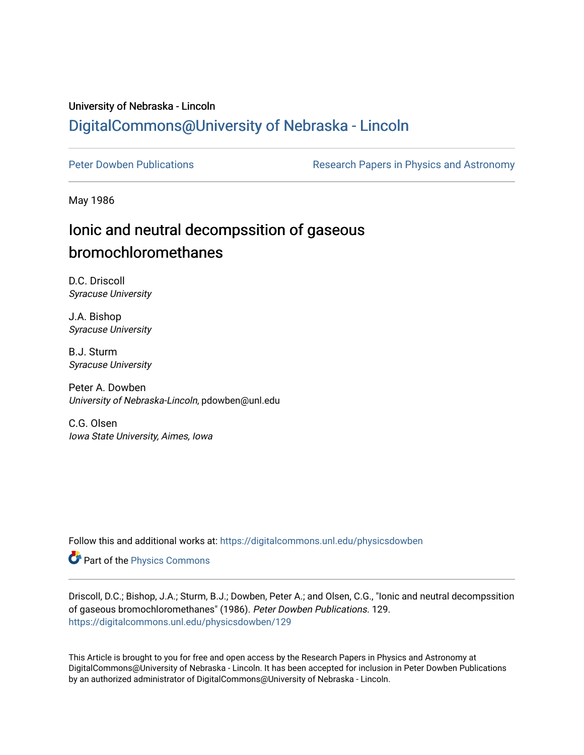University of Nebraska - Lincoln

## DigitalCommons@University of Nebraska - Lincoln

Peter Dowben Publications

Research Papers in Physics and Astronomy

May 1986

# Ionic and neutral decompssition of gaseous bromochloromethanes

D.C. Driscoll
*Syracuse University*

J.A. Bishop
*Syracuse University*

B.J. Sturm
*Syracuse University*

Peter A. Dowben
*University of Nebraska-Lincoln*, pdowben@unl.edu

C.G. Olsen
*Iowa State University, Aimes, Iowa*

Follow this and additional works at: https://digitalcommons.unl.edu/physicsdowben

Part of the Physics Commons

Driscoll, D.C.; Bishop, J.A.; Sturm, B.J.; Dowben, Peter A.; and Olsen, C.G., "Ionic and neutral decompssition of gaseous bromochloromethanes" (1986). *Peter Dowben Publications*. 129.
https://digitalcommons.unl.edu/physicsdowben/129

This Article is brought to you for free and open access by the Research Papers in Physics and Astronomy at DigitalCommons@University of Nebraska - Lincoln. It has been accepted for inclusion in Peter Dowben Publications by an authorized administrator of DigitalCommons@University of Nebraska - Lincoln.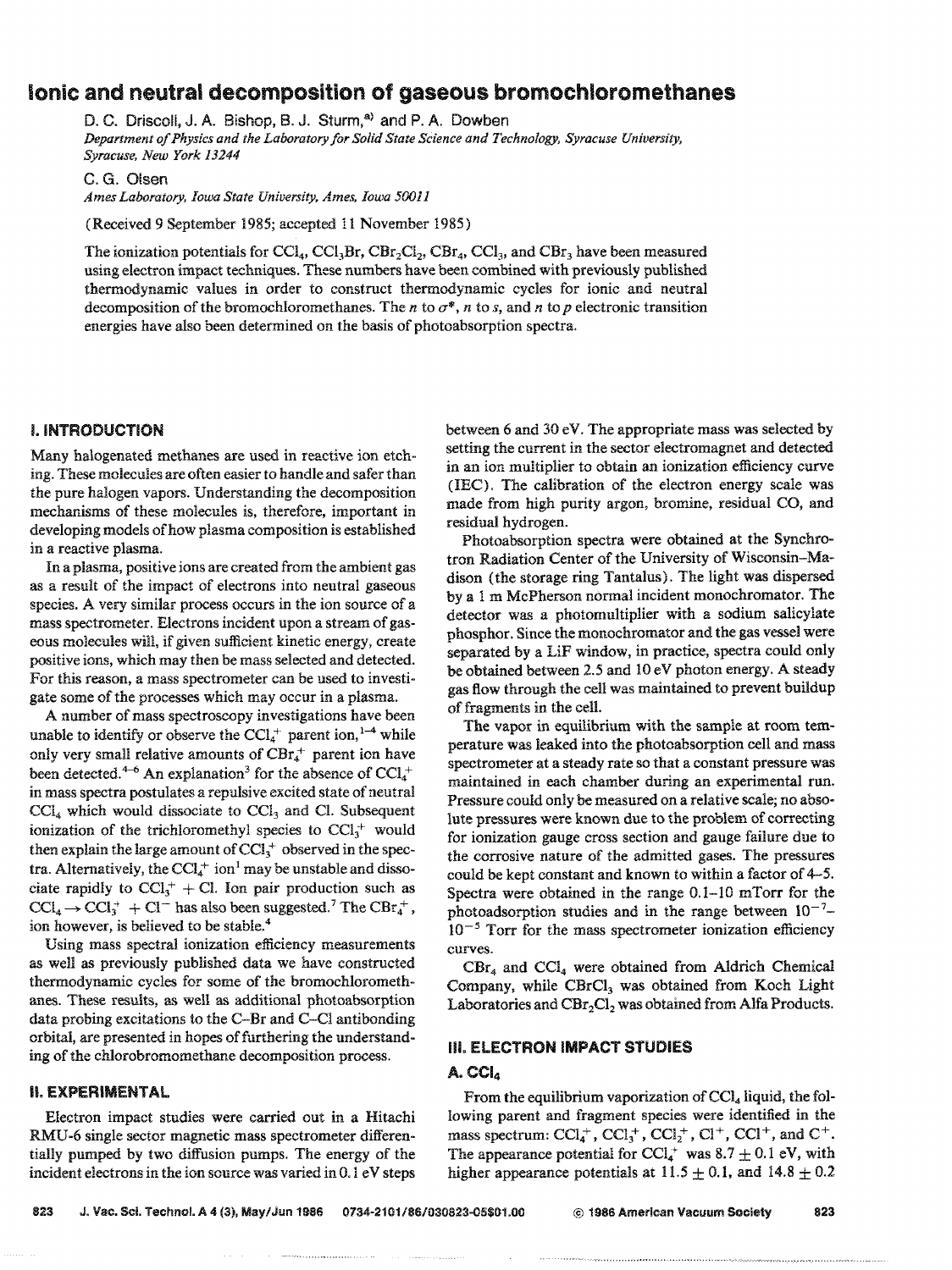# Ionic and neutral decomposition of gaseous bromochloromethanes

D. C. Driscoll, J. A. Bishop, B. J. Sturm,[a] and P. A. Dowben

*Department of Physics and the Laboratory for Solid State Science and Technology, Syracuse University, Syracuse, New York 13244*

C. G. Olsen

*Ames Laboratory, Iowa State University, Ames, Iowa 50011*

(Received 9 September 1985; accepted 11 November 1985)

The ionization potentials for $CCl_4$, $CCl_3Br$, $CBr_2Cl_2$, $CBr_4$, $CCl_3$, and $CBr_3$ have been measured using electron impact techniques. These numbers have been combined with previously published thermodynamic values in order to construct thermodynamic cycles for ionic and neutral decomposition of the bromochloromethanes. The $n$ to $\sigma^*$, $n$ to $s$, and $n$ to $p$ electronic transition energies have also been determined on the basis of photoabsorption spectra.

## I. INTRODUCTION

Many halogenated methanes are used in reactive ion etching. These molecules are often easier to handle and safer than the pure halogen vapors. Understanding the decomposition mechanisms of these molecules is, therefore, important in developing models of how plasma composition is established in a reactive plasma.

In a plasma, positive ions are created from the ambient gas as a result of the impact of electrons into neutral gaseous species. A very similar process occurs in the ion source of a mass spectrometer. Electrons incident upon a stream of gaseous molecules will, if given sufficient kinetic energy, create positive ions, which may then be mass selected and detected. For this reason, a mass spectrometer can be used to investigate some of the processes which may occur in a plasma.

A number of mass spectroscopy investigations have been unable to identify or observe the $CCl_4^+$ parent ion,[1-4] while only very small relative amounts of $CBr_4^+$ parent ion have been detected.[4-6] An explanation[3] for the absence of $CCl_4^+$ in mass spectra postulates a repulsive excited state of neutral $CCl_4$ which would dissociate to $CCl_3$ and Cl. Subsequent ionization of the trichloromethyl species to $CCl_3^+$ would then explain the large amount of $CCl_3^+$ observed in the spectra. Alternatively, the $CCl_4^+$ ion[1] may be unstable and dissociate rapidly to $CCl_3^+$ + Cl. Ion pair production such as $CCl_4 \rightarrow CCl_3^+ + Cl^-$ has also been suggested.[7] The $CBr_4^+$, ion however, is believed to be stable.[4]

Using mass spectral ionization efficiency measurements as well as previously published data we have constructed thermodynamic cycles for some of the bromochloromethanes. These results, as well as additional photoabsorption data probing excitations to the C–Br and C–Cl antibonding orbital, are presented in hopes of furthering the understanding of the chlorobromomethane decomposition process.

## II. EXPERIMENTAL

Electron impact studies were carried out in a Hitachi RMU-6 single sector magnetic mass spectrometer differentially pumped by two diffusion pumps. The energy of the incident electrons in the ion source was varied in 0.1 eV steps between 6 and 30 eV. The appropriate mass was selected by setting the current in the sector electromagnet and detected in an ion multiplier to obtain an ionization efficiency curve (IEC). The calibration of the electron energy scale was made from high purity argon, bromine, residual CO, and residual hydrogen.

Photoabsorption spectra were obtained at the Synchrotron Radiation Center of the University of Wisconsin–Madison (the storage ring Tantalus). The light was dispersed by a 1 m McPherson normal incident monochromator. The detector was a photomultiplier with a sodium salicylate phosphor. Since the monochromator and the gas vessel were separated by a LiF window, in practice, spectra could only be obtained between 2.5 and 10 eV photon energy. A steady gas flow through the cell was maintained to prevent buildup of fragments in the cell.

The vapor in equilibrium with the sample at room temperature was leaked into the photoabsorption cell and mass spectrometer at a steady rate so that a constant pressure was maintained in each chamber during an experimental run. Pressure could only be measured on a relative scale; no absolute pressures were known due to the problem of correcting for ionization gauge cross section and gauge failure due to the corrosive nature of the admitted gases. The pressures could be kept constant and known to within a factor of 4–5. Spectra were obtained in the range 0.1–10 mTorr for the photoadsorption studies and in the range between $10^{-7}$–$10^{-5}$ Torr for the mass spectrometer ionization efficiency curves.

$CBr_4$ and $CCl_4$ were obtained from Aldrich Chemical Company, while $CBrCl_3$ was obtained from Koch Light Laboratories and $CBr_2Cl_2$ was obtained from Alfa Products.

## III. ELECTRON IMPACT STUDIES

### A. $CCl_4$

From the equilibrium vaporization of $CCl_4$ liquid, the following parent and fragment species were identified in the mass spectrum: $CCl_4^+$, $CCl_3^+$, $CCl_2^+$, $Cl^+$, $CCl^+$, and $C^+$. The appearance potential for $CCl_4^+$ was 8.7 ± 0.1 eV, with higher appearance potentials at 11.5 ± 0.1, and 14.8 ± 0.2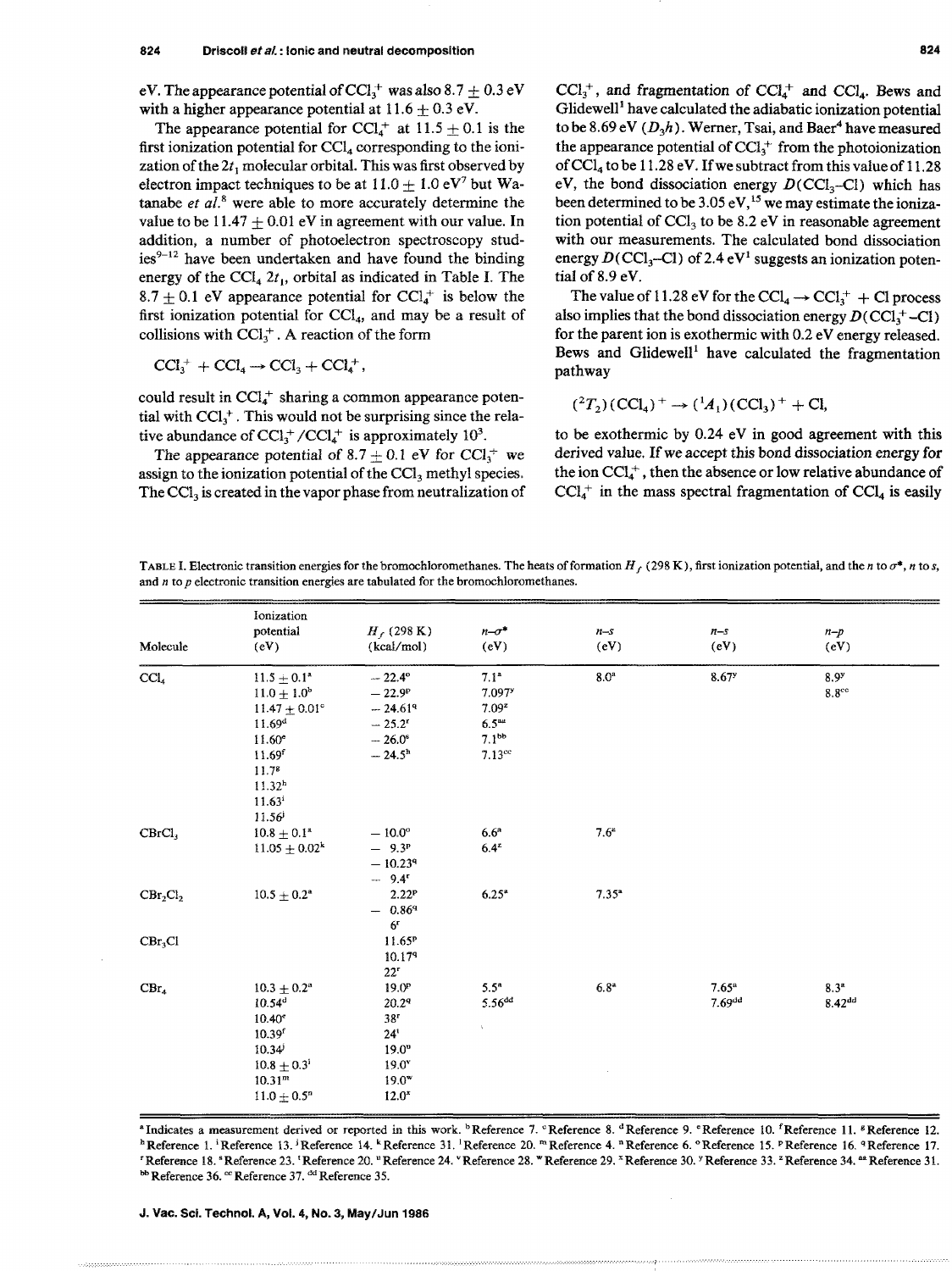eV. The appearance potential of $CCl_3^+$ was also $8.7 \pm 0.3$ eV with a higher appearance potential at $11.6 \pm 0.3$ eV.

The appearance potential for $CCl_4^+$ at $11.5 \pm 0.1$ is the first ionization potential for $CCl_4$ corresponding to the ionization of the $2t_1$ molecular orbital. This was first observed by electron impact techniques to be at $11.0 \pm 1.0$ eV[7] but Watanabe *et al.*[8] were able to more accurately determine the value to be $11.47 \pm 0.01$ eV in agreement with our value. In addition, a number of photoelectron spectroscopy studies[9–12] have been undertaken and have found the binding energy of the $CCl_4$ $2t_1$, orbital as indicated in Table I. The $8.7 \pm 0.1$ eV appearance potential for $CCl_4^+$ is below the first ionization potential for $CCl_4$, and may be a result of collisions with $CCl_3^+$. A reaction of the form

$$CCl_3^+ + CCl_4 \rightarrow CCl_3 + CCl_4^+,$$

could result in $CCl_4^+$ sharing a common appearance potential with $CCl_3^+$. This would not be surprising since the relative abundance of $CCl_3^+/CCl_4^+$ is approximately $10^3$.

The appearance potential of $8.7 \pm 0.1$ eV for $CCl_3^+$ we assign to the ionization potential of the $CCl_3$ methyl species. The $CCl_3$ is created in the vapor phase from neutralization of $CCl_3^+$, and fragmentation of $CCl_4^+$ and $CCl_4$. Bews and Glidewell[1] have calculated the adiabatic ionization potential to be 8.69 eV ($D_3h$). Werner, Tsai, and Baer[4] have measured the appearance potential of $CCl_3^+$ from the photoionization of $CCl_4$ to be 11.28 eV. If we subtract from this value of 11.28 eV, the bond dissociation energy $D(CCl_3\text{–}Cl)$ which has been determined to be 3.05 eV,[15] we may estimate the ionization potential of $CCl_3$ to be 8.2 eV in reasonable agreement with our measurements. The calculated bond dissociation energy $D(CCl_3\text{–}Cl)$ of 2.4 eV[1] suggests an ionization potential of 8.9 eV.

The value of 11.28 eV for the $CCl_4 \rightarrow CCl_3^+ + Cl$ process also implies that the bond dissociation energy $D(CCl_3^+\text{–}Cl)$ for the parent ion is exothermic with 0.2 eV energy released. Bews and Glidewell[1] have calculated the fragmentation pathway

$$(^2T_2)(CCl_4)^+ \rightarrow (^1A_1)(CCl_3)^+ + Cl,$$

to be exothermic by 0.24 eV in good agreement with this derived value. If we accept this bond dissociation energy for the ion $CCl_4^+$, then the absence or low relative abundance of $CCl_4^+$ in the mass spectral fragmentation of $CCl_4$ is easily

TABLE I. Electronic transition energies for the bromochloromethanes. The heats of formation $H_f$ (298 K), first ionization potential, and the $n$ to $\sigma^*$, $n$ to $s$, and $n$ to $p$ electronic transition energies are tabulated for the bromochloromethanes.

| Molecule | Ionization potential (eV) | $H_f$ (298 K) (kcal/mol) | $n$–$\sigma^*$ (eV) | $n$–$s$ (eV) | $n$–$s$ (eV) | $n$–$p$ (eV) |
|---|---|---|---|---|---|---|
| $CCl_4$ | $11.5 \pm 0.1$[a] | −22.4[o] | 7.1[a] | 8.0[a] | 8.67[y] | 8.9[y] |
| | $11.0 \pm 1.0$[b] | −22.9[p] | 7.097[y] | | | 8.8[cc] |
| | $11.47 \pm 0.01$[c] | −24.61[q] | 7.09[z] | | | |
| | 11.69[d] | −25.2[r] | 6.5[aa] | | | |
| | 11.60[e] | −26.0[s] | 7.1[bb] | | | |
| | 11.69[f] | −24.5[h] | 7.13[cc] | | | |
| | 11.7[g] | | | | | |
| | 11.32[h] | | | | | |
| | 11.63[i] | | | | | |
| | 11.56[j] | | | | | |
| $CBrCl_3$ | $10.8 \pm 0.1$[a] | −10.0[o] | 6.6[a] | 7.6[a] | | |
| | $11.05 \pm 0.02$[k] | −9.3[p] | 6.4[z] | | | |
| | | −10.23[q] | | | | |
| | | −9.4[r] | | | | |
| $CBr_2Cl_2$ | $10.5 \pm 0.2$[a] | 2.22[p] | 6.25[a] | 7.35[a] | | |
| | | −0.86[q] | | | | |
| | | 6[r] | | | | |
| $CBr_3Cl$ | | 11.65[p] | | | | |
| | | 10.17[q] | | | | |
| | | 22[r] | | | | |
| $CBr_4$ | $10.3 \pm 0.2$[a] | 19.0[p] | 5.5[a] | 6.8[a] | 7.65[a] | 8.3[a] |
| | 10.54[d] | 20.2[q] | 5.56[dd] | | 7.69[dd] | 8.42[dd] |
| | 10.40[e] | 38[r] | | | | |
| | 10.39[f] | 24[t] | | | | |
| | 10.34[j] | 19.0[u] | | | | |
| | $10.8 \pm 0.3$[l] | 19.0[v] | | | | |
| | 10.31[m] | 19.0[w] | | | | |
| | $11.0 \pm 0.5$[n] | 12.0[x] | | | | |

[a] Indicates a measurement derived or reported in this work. [b] Reference 7. [c] Reference 8. [d] Reference 9. [e] Reference 10. [f] Reference 11. [g] Reference 12. [h] Reference 1. [i] Reference 13. [j] Reference 14. [k] Reference 31. [l] Reference 20. [m] Reference 4. [n] Reference 6. [o] Reference 15. [p] Reference 16. [q] Reference 17. [r] Reference 18. [s] Reference 23. [t] Reference 20. [u] Reference 24. [v] Reference 28. [w] Reference 29. [x] Reference 30. [y] Reference 33. [z] Reference 34. [aa] Reference 31. [bb] Reference 36. [cc] Reference 37. [dd] Reference 35.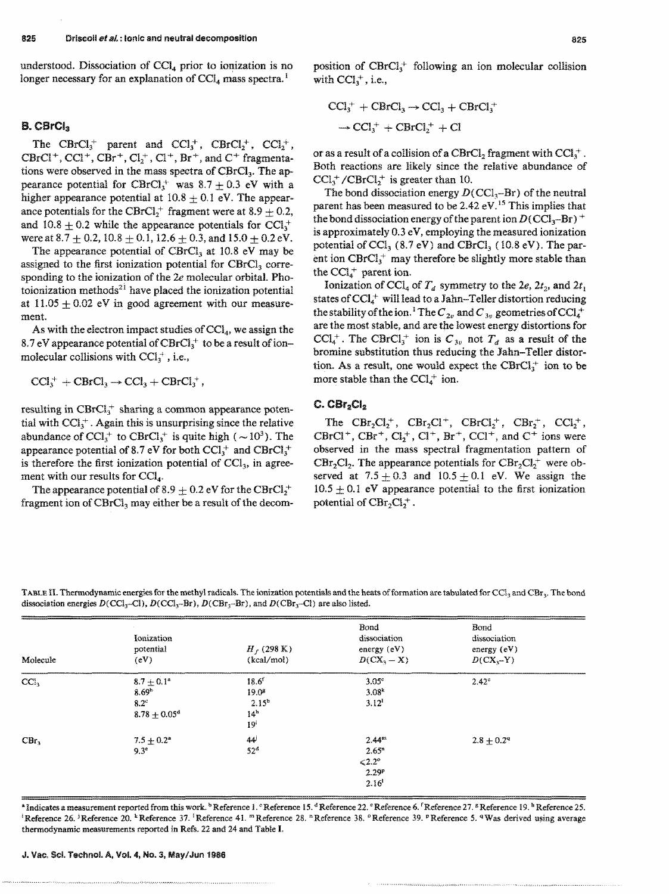understood. Dissociation of $CCl_4$ prior to ionization is no longer necessary for an explanation of $CCl_4$ mass spectra.[1]

### B. $CBrCl_3$

The $CBrCl_3^+$ parent and $CCl_3^+$, $CBrCl_2^+$, $CCl_2^+$, $CBrCl^+$, $CCl^+$, $CBr^+$, $Cl_2^+$, $Cl^+$, $Br^+$, and $C^+$ fragmentations were observed in the mass spectra of $CBrCl_3$. The appearance potential for $CBrCl_3^+$ was $8.7 \pm 0.3$ eV with a higher appearance potential at $10.8 \pm 0.1$ eV. The appearance potentials for the $CBrCl_2^+$ fragment were at $8.9 \pm 0.2$, and $10.8 \pm 0.2$ while the appearance potentials for $CCl_3^+$ were at $8.7 \pm 0.2$, $10.8 \pm 0.1$, $12.6 \pm 0.3$, and $15.0 \pm 0.2$ eV.

The appearance potential of $CBrCl_3$ at 10.8 eV may be assigned to the first ionization potential for $CBrCl_3$ corresponding to the ionization of the $2e$ molecular orbital. Photoionization methods[21] have placed the ionization potential at $11.05 \pm 0.02$ eV in good agreement with our measurement.

As with the electron impact studies of $CCl_4$, we assign the 8.7 eV appearance potential of $CBrCl_3^+$ to be a result of ion–molecular collisions with $CCl_3^+$, i.e.,

$$CCl_3^+ + CBrCl_3 \rightarrow CCl_3 + CBrCl_3^+,$$

resulting in $CBrCl_3^+$ sharing a common appearance potential with $CCl_3^+$. Again this is unsurprising since the relative abundance of $CCl_3^+$ to $CBrCl_3^+$ is quite high ($\sim 10^3$). The appearance potential of 8.7 eV for both $CCl_3^+$ and $CBrCl_3^+$ is therefore the first ionization potential of $CCl_3$, in agreement with our results for $CCl_4$.

The appearance potential of $8.9 \pm 0.2$ eV for the $CBrCl_2^+$ fragment ion of $CBrCl_3$ may either be a result of the decomposition of $CBrCl_3^+$ following an ion molecular collision with $CCl_3^+$, i.e.,

$$CCl_3^+ + CBrCl_3 \rightarrow CCl_3 + CBrCl_3^+$$
$$\rightarrow CCl_3^+ + CBrCl_2^+ + Cl$$

or as a result of a collision of a $CBrCl_2$ fragment with $CCl_3^+$. Both reactions are likely since the relative abundance of $CCl_3^+/CBrCl_2^+$ is greater than 10.

The bond dissociation energy $D(CCl_3\text{–}Br)$ of the neutral parent has been measured to be 2.42 eV.[15] This implies that the bond dissociation energy of the parent ion $D(CCl_3\text{–}Br)^+$ is approximately 0.3 eV, employing the measured ionization potential of $CCl_3$ (8.7 eV) and $CBrCl_3$ (10.8 eV). The parent ion $CBrCl_3^+$ may therefore be slightly more stable than the $CCl_4^+$ parent ion.

Ionization of $CCl_4$ of $T_d$ symmetry to the $2e$, $2t_2$, and $2t_1$ states of $CCl_4^+$ will lead to a Jahn–Teller distortion reducing the stability of the ion.[1] The $C_{2v}$ and $C_{3v}$ geometries of $CCl_4^+$ are the most stable, and are the lowest energy distortions for $CCl_4^+$. The $CBrCl_3^+$ ion is $C_{3v}$ not $T_d$ as a result of the bromine substitution thus reducing the Jahn–Teller distortion. As a result, one would expect the $CBrCl_3^+$ ion to be more stable than the $CCl_4^+$ ion.

### C. $CBr_2Cl_2$

The $CBr_2Cl_2^+$, $CBr_2Cl^+$, $CBrCl_2^+$, $CBr_2^+$, $CCl_2^+$, $CBrCl^+$, $CBr^+$, $Cl_2^+$, $Cl^+$, $Br^+$, $CCl^+$, and $C^+$ ions were observed in the mass spectral fragmentation pattern of $CBr_2Cl_2$. The appearance potentials for $CBr_2Cl_2^+$ were observed at $7.5 \pm 0.3$ and $10.5 \pm 0.1$ eV. We assign the $10.5 \pm 0.1$ eV appearance potential to the first ionization potential of $CBr_2Cl_2^+$.

TABLE II. Thermodynamic energies for the methyl radicals. The ionization potentials and the heats of formation are tabulated for $CCl_3$ and $CBr_3$. The bond dissociation energies $D(CCl_3\text{–}Cl)$, $D(CCl_3\text{–}Br)$, $D(CBr_3\text{–}Br)$, and $D(CBr_3\text{–}Cl)$ are also listed.

| Molecule | Ionization potential (eV) | $H_f$ (298 K) (kcal/mol) | Bond dissociation energy (eV) $D(CX_3 - X)$ | Bond dissociation energy (eV) $D(CX_3\text{–}Y)$ |
|---|---|---|---|---|
| $CCl_3$ | $8.7 \pm 0.1$[a] | 18.6[f] | 3.05[e] | 2.42[c] |
| | 8.69[b] | 19.0[g] | 3.08[k] | |
| | 8.2[c] | 2.15[h] | 3.12[l] | |
| | $8.78 \pm 0.05$[d] | 14[h] | | |
| | | 19[i] | | |
| $CBr_3$ | $7.5 \pm 0.2$[a] | 44[j] | 2.44[m] | $2.8 \pm 0.2$[q] |
| | 9.3[e] | 52[d] | 2.65[n] | |
| | | | <2.2[o] | |
| | | | 2.29[p] | |
| | | | 2.16[l] | |

[a] Indicates a measurement reported from this work. [b] Reference 1. [c] Reference 15. [d] Reference 22. [e] Reference 6. [f] Reference 27. [g] Reference 19. [h] Reference 25. [i] Reference 26. [j] Reference 20. [k] Reference 37. [l] Reference 41. [m] Reference 28. [n] Reference 38. [o] Reference 39. [p] Reference 5. [q] Was derived using average thermodynamic measurements reported in Refs. 22 and 24 and Table I.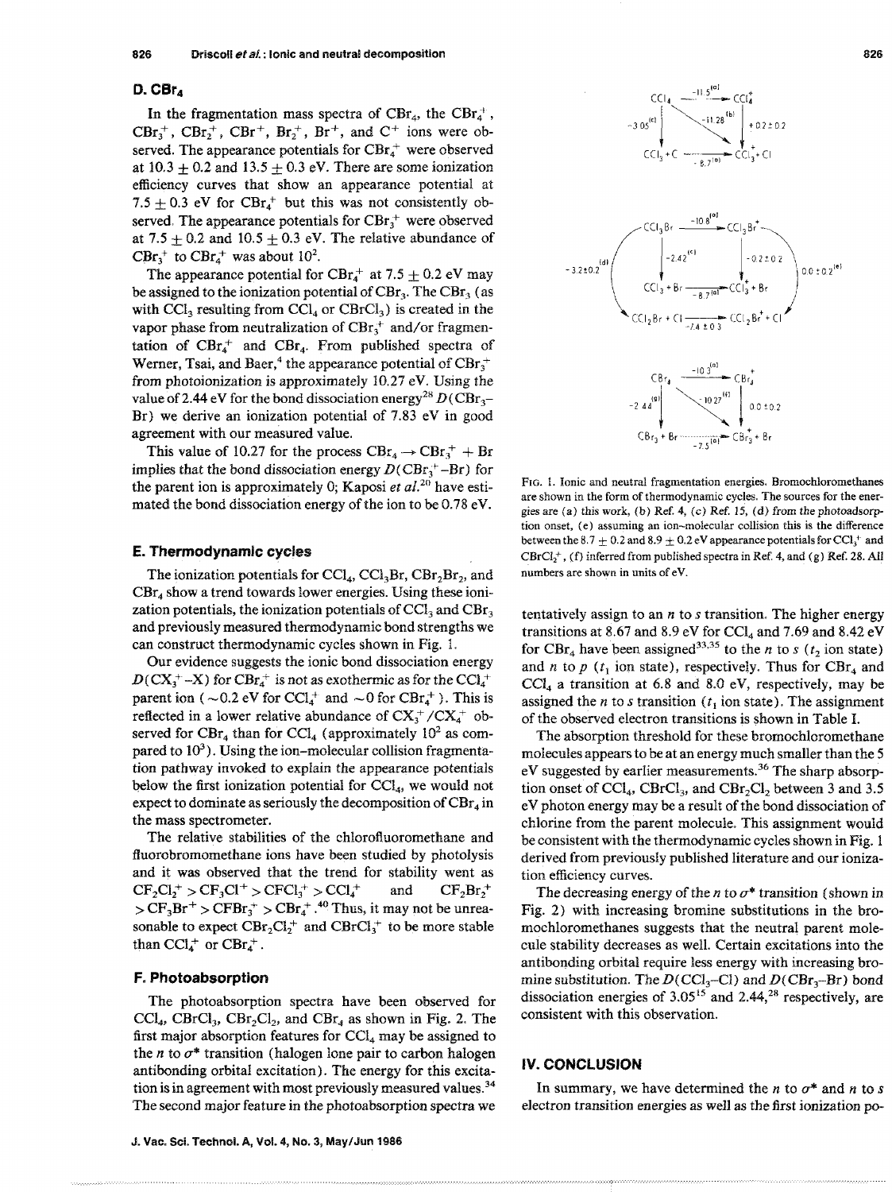### D. $CBr_4$

In the fragmentation mass spectra of $CBr_4$, the $CBr_4^+$, $CBr_3^+$, $CBr_2^+$, $CBr^+$, $Br_2^+$, $Br^+$, and $C^+$ ions were observed. The appearance potentials for $CBr_4^+$ were observed at $10.3 \pm 0.2$ and $13.5 \pm 0.3$ eV. There are some ionization efficiency curves that show an appearance potential at $7.5 \pm 0.3$ eV for $CBr_4^+$ but this was not consistently observed. The appearance potentials for $CBr_3^+$ were observed at $7.5 \pm 0.2$ and $10.5 \pm 0.3$ eV. The relative abundance of $CBr_3^+$ to $CBr_4^+$ was about $10^2$.

The appearance potential for $CBr_4^+$ at $7.5 \pm 0.2$ eV may be assigned to the ionization potential of $CBr_3$. The $CBr_3$ (as with $CCl_3$ resulting from $CCl_4$ or $CBrCl_3$) is created in the vapor phase from neutralization of $CBr_3^+$ and/or fragmentation of $CBr_4^+$ and $CBr_4$. From published spectra of Werner, Tsai, and Baer,[4] the appearance potential of $CBr_3^+$ from photoionization is approximately 10.27 eV. Using the value of 2.44 eV for the bond dissociation energy[28] $D(CBr_3\text{–}Br)$ we derive an ionization potential of 7.83 eV in good agreement with our measured value.

This value of 10.27 for the process $CBr_4 \rightarrow CBr_3^+ + Br$ implies that the bond dissociation energy $D(CBr_3^+\text{–}Br)$ for the parent ion is approximately 0; Kaposi *et al.*[20] have estimated the bond dissociation energy of the ion to be 0.78 eV.

### E. Thermodynamic cycles

The ionization potentials for $CCl_4$, $CCl_3Br$, $CBr_2Br_2$, and $CBr_4$ show a trend towards lower energies. Using these ionization potentials, the ionization potentials of $CCl_3$ and $CBr_3$ and previously measured thermodynamic bond strengths we can construct thermodynamic cycles shown in Fig. 1.

Our evidence suggests the ionic bond dissociation energy $D(CX_3^+\text{–}X)$ for $CBr_4^+$ is not as exothermic as for the $CCl_4^+$ parent ion ($\sim 0.2$ eV for $CCl_4^+$ and $\sim 0$ for $CBr_4^+$). This is reflected in a lower relative abundance of $CX_3^+/CX_4^+$ observed for $CBr_4$ than for $CCl_4$ (approximately $10^2$ as compared to $10^3$). Using the ion–molecular collision fragmentation pathway invoked to explain the appearance potentials below the first ionization potential for $CCl_4$, we would not expect to dominate as seriously the decomposition of $CBr_4$ in the mass spectrometer.

The relative stabilities of the chlorofluoromethane and fluorobromomethane ions have been studied by photolysis and it was observed that the trend for stability went as $CF_2Cl_2^+ > CF_3Cl^+ > CFCl_3^+ > CCl_4^+$ and $CF_2Br_2^+ > CF_3Br^+ > CFBr_3^+ > CBr_4^+$.[40] Thus, it may not be unreasonable to expect $CBr_2Cl_2^+$ and $CBrCl_3^+$ to be more stable than $CCl_4^+$ or $CBr_4^+$.

### F. Photoabsorption

The photoabsorption spectra have been observed for $CCl_4$, $CBrCl_3$, $CBr_2Cl_2$, and $CBr_4$ as shown in Fig. 2. The first major absorption features for $CCl_4$ may be assigned to the $n$ to $\sigma^*$ transition (halogen lone pair to carbon halogen antibonding orbital excitation). The energy for this excitation is in agreement with most previously measured values.[34] The second major feature in the photoabsorption spectra we tentatively assign to an $n$ to $s$ transition. The higher energy transitions at 8.67 and 8.9 eV for $CCl_4$ and 7.69 and 8.42 eV for $CBr_4$ have been assigned[33,35] to the $n$ to $s$ ($t_2$ ion state) and $n$ to $p$ ($t_1$ ion state), respectively. Thus for $CBr_4$ and $CCl_4$ a transition at 6.8 and 8.0 eV, respectively, may be assigned the $n$ to $s$ transition ($t_1$ ion state). The assignment of the observed electron transitions is shown in Table I.

The absorption threshold for these bromochloromethane molecules appears to be at an energy much smaller than the 5 eV suggested by earlier measurements.[36] The sharp absorption onset of $CCl_4$, $CBrCl_3$, and $CBr_2Cl_2$ between 3 and 3.5 eV photon energy may be a result of the bond dissociation of chlorine from the parent molecule. This assignment would be consistent with the thermodynamic cycles shown in Fig. 1 derived from previously published literature and our ionization efficiency curves.

The decreasing energy of the $n$ to $\sigma^*$ transition (shown in Fig. 2) with increasing bromine substitutions in the bromochloromethanes suggests that the neutral parent molecule stability decreases as well. Certain excitations into the antibonding orbital require less energy with increasing bromine substitution. The $D(CCl_3\text{–}Cl)$ and $D(CBr_3\text{–}Br)$ bond dissociation energies of 3.05[15] and 2.44,[28] respectively, are consistent with this observation.

$$
\begin{array}{ccc}
CCl_4 & \xrightarrow{-11.5^{(a)}} & CCl_4^+ \\
\downarrow -3.05^{(c)} & \searrow -11.28^{(b)} & \downarrow +0.2\pm0.2 \\
CCl_3 + C & \xrightarrow{-8.7^{(a)}} & CCl_3^+ + Cl
\end{array}
$$

$$
\begin{array}{ccc}
CCl_3Br & \xrightarrow{-10.8^{(a)}} & CCl_3Br^+ \\
\downarrow -2.42^{(c)} & & \downarrow -0.2\pm0.2 \\
CCl_3 + Br & \xrightarrow{-8.7^{(a)}} & CCl_3^+ + Br \\
\text{(}-3.2\pm0.2^{(d)}\text{)} & & \text{(}0.0\pm0.2^{(e)}\text{)} \\
CCl_2Br + Cl & \xrightarrow{-7.4\pm0.3} & CCl_2Br^+ + Cl
\end{array}
$$

$$
\begin{array}{ccc}
CBr_4 & \xrightarrow{-10.3^{(a)}} & CBr_4^+ \\
\downarrow -2.44^{(g)} & \searrow -10.27^{(f)} & \downarrow 0.0\pm0.2 \\
CBr_3 + Br & \xrightarrow{-7.5^{(a)}} & CBr_3^+ + Br
\end{array}
$$

FIG. 1. Ionic and neutral fragmentation energies. Bromochloromethanes are shown in the form of thermodynamic cycles. The sources for the energies are (a) this work, (b) Ref. 4, (c) Ref. 15, (d) from the photoadsorption onset, (e) assuming an ion–molecular collision this is the difference between the $8.7 \pm 0.2$ and $8.9 \pm 0.2$ eV appearance potentials for $CCl_3^+$ and $CBrCl_2^+$, (f) inferred from published spectra in Ref. 4, and (g) Ref. 28. All numbers are shown in units of eV.

## IV. CONCLUSION

In summary, we have determined the $n$ to $\sigma^*$ and $n$ to $s$ electron transition energies as well as the first ionization po-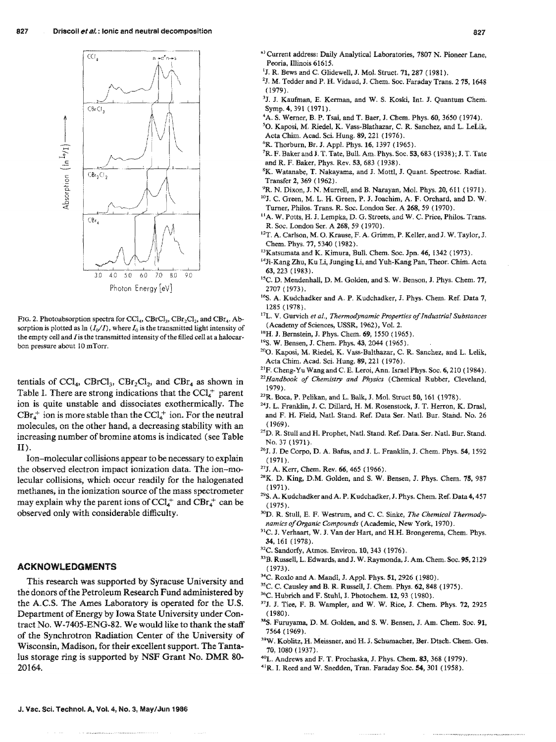$CCl_4$

n→σ*n→s

$CBrCl_3$

$CBr_2Cl_2$

$CBr_4$

Absorption ($\ln I_0/I$) ⟶

3.0 4.0 5.0 6.0 7.0 8.0 9.0

Photon Energy [eV]

FIG. 2. Photoabsorption spectra for $CCl_4$, $CBrCl_3$, $CBr_2Cl_2$, and $CBr_4$. Absorption is plotted as ln $(I_0/I)$, where $I_0$ is the transmitted light intensity of the empty cell and $I$ is the transmitted intensity of the filled cell at a halocarbon pressure about 10 mTorr.

tentials of $CCl_4$, $CBrCl_3$, $CBr_2Cl_2$, and $CBr_4$ as shown in Table I. There are strong indications that the $CCl_4^+$ parent ion is quite unstable and dissociates exothermically. The $CBr_4^+$ ion is more stable than the $CCl_4^+$ ion. For the neutral molecules, on the other hand, a decreasing stability with an increasing number of bromine atoms is indicated (see Table II).

Ion–molecular collisions appear to be necessary to explain the observed electron impact ionization data. The ion–molecular collisions, which occur readily for the halogenated methanes, in the ionization source of the mass spectrometer may explain why the parent ions of $CCl_4^+$ and $CBr_4^+$ can be observed only with considerable difficulty.

## ACKNOWLEDGMENTS

This research was supported by Syracuse University and the donors of the Petroleum Research Fund administered by the A.C.S. The Ames Laboratory is operated for the U.S. Department of Energy by Iowa State University under Contract No. W-7405-ENG-82. We would like to thank the staff of the Synchrotron Radiation Center of the University of Wisconsin, Madison, for their excellent support. The Tantalus storage ring is supported by NSF Grant No. DMR 80-20164.

[a] Current address: Daily Analytical Laboratories, 7807 N. Pioneer Lane, Peoria, Illinois 61615.

[1] J. R. Bews and C. Glidewell, J. Mol. Struct. 71, 287 (1981).

[2] J. M. Tedder and P. H. Vidaud, J. Chem. Soc. Faraday Trans. 2 75, 1648 (1979).

[3] J. J. Kaufman, E. Kerman, and W. S. Koski, Int. J. Quantum Chem. Symp. 4, 391 (1971).

[4] A. S. Werner, B. P. Tsai, and T. Baer, J. Chem. Phys. 60, 3650 (1974).

[5] O. Kaposi, M. Riedel, K. Vass-Blathazar, C. R. Sanchez, and L. LeLik, Acta Chim. Acad. Sci. Hung. 89, 221 (1976).

[6] R. Thorburn, Br. J. Appl. Phys. 16, 1397 (1965).

[7] R. F. Baker and J. T. Tate, Bull. Am. Phys. Soc. 53, 683 (1938); J. T. Tate and R. F. Baker, Phys. Rev. 53, 683 (1938).

[8] K. Watanabe, T. Nakayama, and J. Mottl, J. Quant. Spectrosc. Radiat. Transfer 2, 369 (1962).

[9] R. N. Dixon, J. N. Murrell, and B. Narayan, Mol. Phys. 20, 611 (1971).

[10] J. C. Green, M. L. H. Green, P. J. Joachim, A. F. Orchard, and D. W. Turner, Philos. Trans. R. Soc. London Ser. A 268, 59 (1970).

[11] A. W. Potts, H. J. Lempka, D. G. Streets, and W. C. Price, Philos. Trans. R. Soc. London Ser. A 268, 59 (1970).

[12] T. A. Carlson, M. O. Krause, F. A. Grimm, P. Keller, and J. W. Taylor, J. Chem. Phys. 77, 5340 (1982).

[13] Katsumata and K. Kimura, Bull. Chem. Soc. Jpn. 46, 1342 (1973).

[14] Ji-Kang Zhu, Ku Li, Junging Li, and Yuh-Kang Pan, Theor. Chim. Acta 63, 223 (1983).

[15] C. D. Mendenhall, D. M. Golden, and S. W. Benson, J. Phys. Chem. 77, 2707 (1973).

[16] S. A. Kudchadker and A. P. Kudchadker, J. Phys. Chem. Ref. Data 7, 1285 (1978).

[17] L. V. Gurvich *et al.*, *Thermodynamic Properties of Industrial Substances* (Academy of Sciences, USSR, 1962), Vol. 2.

[18] H. J. Bernstein, J. Phys. Chem. 69, 1550 (1965).

[19] S. W. Bensen, J. Chem. Phys. 43, 2044 (1965).

[20] O. Kaposi, M. Riedel, K. Vass-Balthazar, C. R. Sanchez, and L. Lelik, Acta Chim. Acad. Sci. Hung. 89, 221 (1976).

[21] F. Cheng-Yu Wang and C. E. Leroi, Ann. Israel Phys. Soc. 6, 210 (1984).

[22] *Handbook of Chemistry and Physics* (Chemical Rubber, Cleveland, 1979).

[23] R. Boca, P. Pelikan, and L. Balk, J. Mol. Struct 50, 161 (1978).

[24] J. L. Franklin, J. C. Dillard, H. M. Rosenstock, J. T. Herron, K. Drasl, and F. H. Field, Natl. Stand. Ref. Data Ser. Natl. Bur. Stand. No. 26 (1969).

[25] D. R. Stull and H. Prophet, Natl. Stand. Ref. Data. Ser. Natl. Bur. Stand. No. 37 (1971).

[26] J. J. De Corpo, D. A. Bafus, and J. L. Franklin, J. Chem. Phys. 54, 1592 (1971).

[27] J. A. Kerr, Chem. Rev. 66, 465 (1966).

[28] K. D. King, D.M. Golden, and S. W. Bensen, J. Phys. Chem. 75, 987 (1971).

[29] S. A. Kudchadker and A. P. Kudchadker, J. Phys. Chem. Ref. Data 4, 457 (1975).

[30] D. R. Stull, E. F. Westrum, and C. C. Sinke, *The Chemical Thermodynamics of Organic Compounds* (Academic, New York, 1970).

[31] C. J. Verhaart, W. J. Van der Hart, and H.H. Brongerema, Chem. Phys. 34, 161 (1978).

[32] C. Sandorfy, Atmos. Environ. 10, 343 (1976).

[33] B. Russell, L. Edwards, and J. W. Raymonda, J. Am. Chem. Soc. 95, 2129 (1973).

[34] C. Roxlo and A. Mandl, J. Appl. Phys. 51, 2926 (1980).

[35] C. C. Causley and B. R. Russell, J. Chem. Phys. 62, 848 (1975).

[36] C. Hubrich and F. Stuhl, J. Photochem. 12, 93 (1980).

[37] J. J. Tiee, F. B. Wampler, and W. W. Rice, J. Chem. Phys. 72, 2925 (1980).

[38] S. Furuyama, D. M. Golden, and S. W. Bensen, J. Am. Chem. Soc. 91, 7564 (1969).

[39] W. Koblitz, H. Meissner, and H. J. Schumacher, Ber. Dtsch. Chem. Ges. 70, 1080 (1937).

[40] L. Andrews and F. T. Prochaska, J. Phys. Chem. 83, 368 (1979).

[41] R. I. Reed and W. Snedden, Tran. Faraday Soc. 54, 301 (1958).